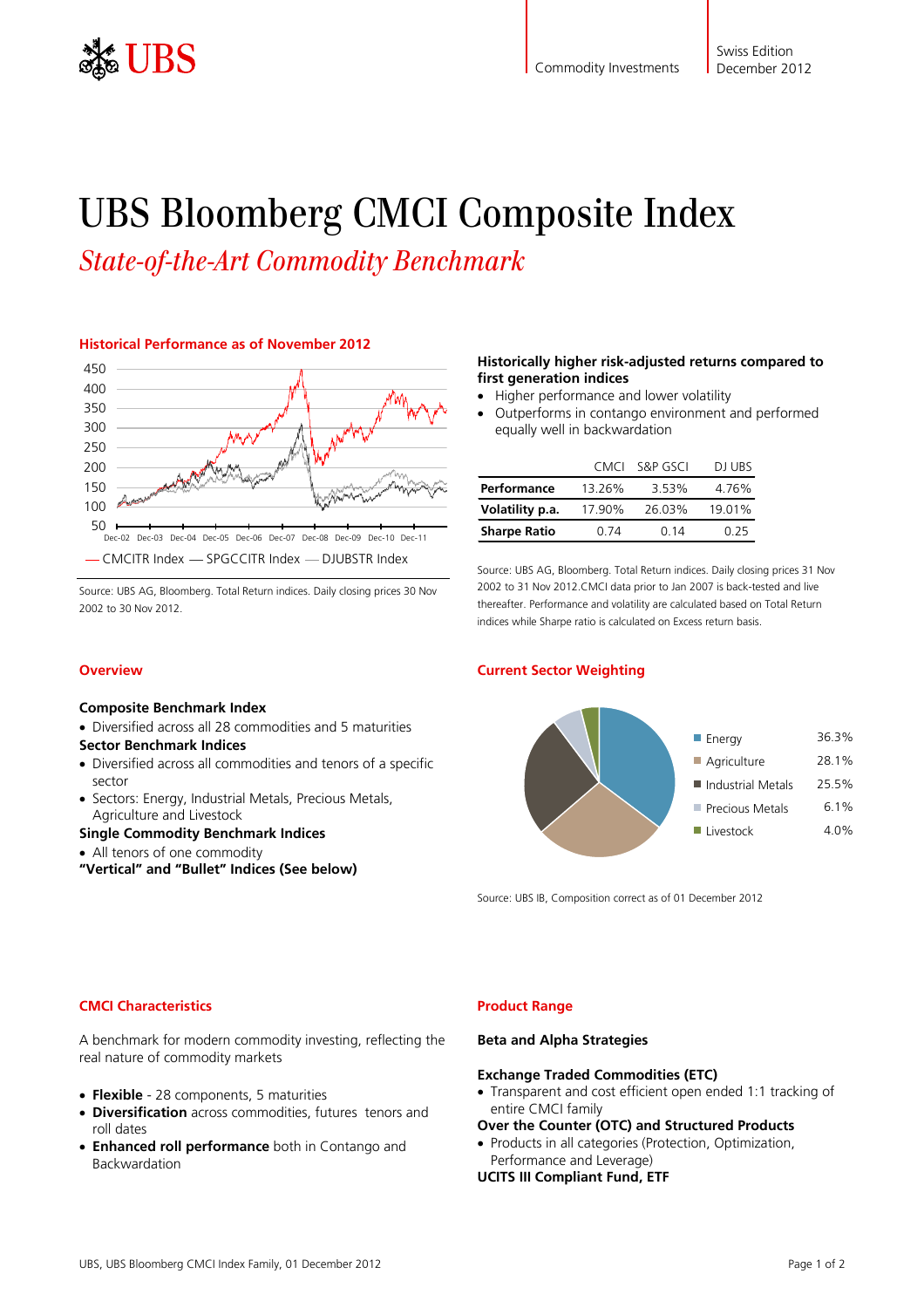Commodity Investments

Swiss Edition
December 2012

# UBS Bloomberg CMCI Composite Index

## *State-of-the-Art Commodity Benchmark*

### Historical Performance as of November 2012

Source: UBS AG, Bloomberg. Total Return indices. Daily closing prices 30 Nov 2002 to 30 Nov 2012.

### Historically higher risk-adjusted returns compared to first generation indices

- Higher performance and lower volatility
- Outperforms in contango environment and performed equally well in backwardation

| | CMCI | S&P GSCI | DJ UBS |
|---|---|---|---|
| **Performance** | 13.26% | 3.53% | 4.76% |
| **Volatility p.a.** | 17.90% | 26.03% | 19.01% |
| **Sharpe Ratio** | 0.74 | 0.14 | 0.25 |

Source: UBS AG, Bloomberg. Total Return indices. Daily closing prices 31 Nov 2002 to 31 Nov 2012.CMCI data prior to Jan 2007 is back-tested and live thereafter. Performance and volatility are calculated based on Total Return indices while Sharpe ratio is calculated on Excess return basis.

### Overview

**Composite Benchmark Index**

- Diversified across all 28 commodities and 5 maturities

**Sector Benchmark Indices**

- Diversified across all commodities and tenors of a specific sector
- Sectors: Energy, Industrial Metals, Precious Metals, Agriculture and Livestock

**Single Commodity Benchmark Indices**

- All tenors of one commodity

**"Vertical" and "Bullet" Indices (See below)**

### Current Sector Weighting

| Sector | Weight |
|---|---|
| Energy | 36.3% |
| Agriculture | 28.1% |
| Industrial Metals | 25.5% |
| Precious Metals | 6.1% |
| Livestock | 4.0% |

Source: UBS IB, Composition correct as of 01 December 2012

### CMCI Characteristics

A benchmark for modern commodity investing, reflecting the real nature of commodity markets

- **Flexible** - 28 components, 5 maturities
- **Diversification** across commodities, futures tenors and roll dates
- **Enhanced roll performance** both in Contango and Backwardation

### Product Range

**Beta and Alpha Strategies**

**Exchange Traded Commodities (ETC)**

- Transparent and cost efficient open ended 1:1 tracking of entire CMCI family

**Over the Counter (OTC) and Structured Products**

- Products in all categories (Protection, Optimization, Performance and Leverage)

**UCITS III Compliant Fund, ETF**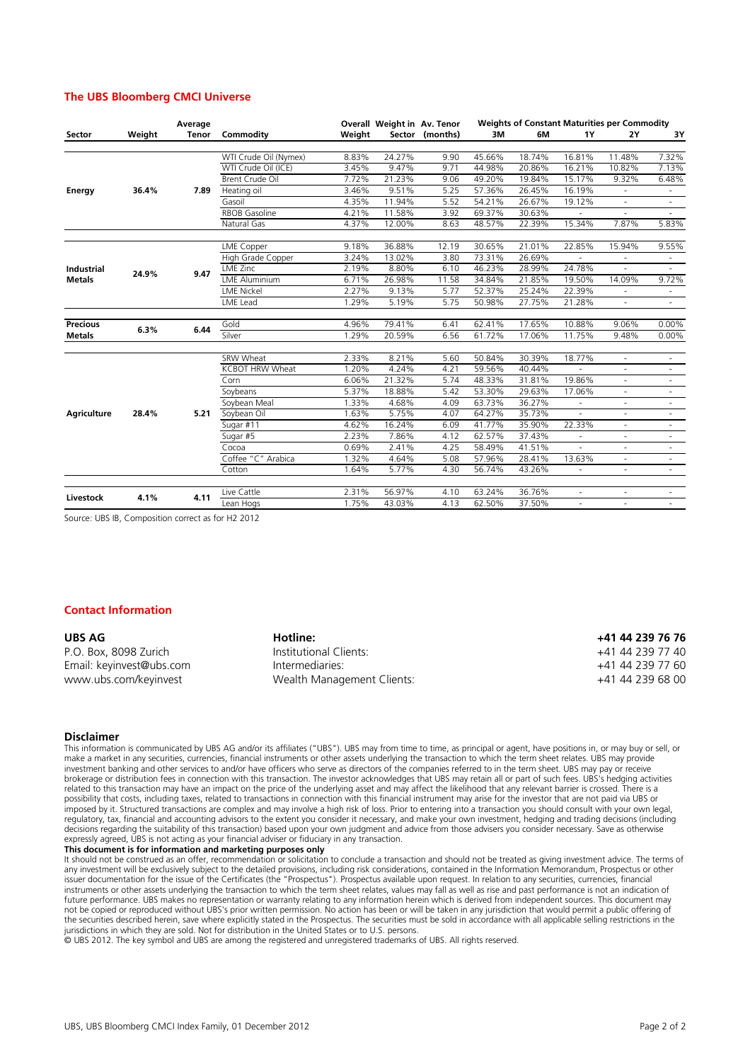## The UBS Bloomberg CMCI Universe

| Sector | Weight | Average Tenor | Commodity | Overall Weight | Weight in Sector | Av. Tenor (months) | Weights of Constant Maturities per Commodity | | | | |
|---|---|---|---|---|---|---|---|---|---|---|---|
| | | | | | | | 3M | 6M | 1Y | 2Y | 3Y |
| Energy | 36.4% | 7.89 | WTI Crude Oil (Nymex) | 8.83% | 24.27% | 9.90 | 45.66% | 18.74% | 16.81% | 11.48% | 7.32% |
| | | | WTI Crude Oil (ICE) | 3.45% | 9.47% | 9.71 | 44.98% | 20.86% | 16.21% | 10.82% | 7.13% |
| | | | Brent Crude Oil | 7.72% | 21.23% | 9.06 | 49.20% | 19.84% | 15.17% | 9.32% | 6.48% |
| | | | Heating oil | 3.46% | 9.51% | 5.25 | 57.36% | 26.45% | 16.19% | - | - |
| | | | Gasoil | 4.35% | 11.94% | 5.52 | 54.21% | 26.67% | 19.12% | - | - |
| | | | RBOB Gasoline | 4.21% | 11.58% | 3.92 | 69.37% | 30.63% | - | - | - |
| | | | Natural Gas | 4.37% | 12.00% | 8.63 | 48.57% | 22.39% | 15.34% | 7.87% | 5.83% |
| Industrial Metals | 24.9% | 9.47 | LME Copper | 9.18% | 36.88% | 12.19 | 30.65% | 21.01% | 22.85% | 15.94% | 9.55% |
| | | | High Grade Copper | 3.24% | 13.02% | 3.80 | 73.31% | 26.69% | - | - | - |
| | | | LME Zinc | 2.19% | 8.80% | 6.10 | 46.23% | 28.99% | 24.78% | - | - |
| | | | LME Aluminium | 6.71% | 26.98% | 11.58 | 34.84% | 21.85% | 19.50% | 14.09% | 9.72% |
| | | | LME Nickel | 2.27% | 9.13% | 5.77 | 52.37% | 25.24% | 22.39% | - | - |
| | | | LME Lead | 1.29% | 5.19% | 5.75 | 50.98% | 27.75% | 21.28% | - | - |
| Precious Metals | 6.3% | 6.44 | Gold | 4.96% | 79.41% | 6.41 | 62.41% | 17.65% | 10.88% | 9.06% | 0.00% |
| | | | Silver | 1.29% | 20.59% | 6.56 | 61.72% | 17.06% | 11.75% | 9.48% | 0.00% |
| Agriculture | 28.4% | 5.21 | SRW Wheat | 2.33% | 8.21% | 5.60 | 50.84% | 30.39% | 18.77% | - | - |
| | | | KCBOT HRW Wheat | 1.20% | 4.24% | 4.21 | 59.56% | 40.44% | - | - | - |
| | | | Corn | 6.06% | 21.32% | 5.74 | 48.33% | 31.81% | 19.86% | - | - |
| | | | Soybeans | 5.37% | 18.88% | 5.42 | 53.30% | 29.63% | 17.06% | - | - |
| | | | Soybean Meal | 1.33% | 4.68% | 4.09 | 63.73% | 36.27% | - | - | - |
| | | | Soybean Oil | 1.63% | 5.75% | 4.07 | 64.27% | 35.73% | - | - | - |
| | | | Sugar #11 | 4.62% | 16.24% | 6.09 | 41.77% | 35.90% | 22.33% | - | - |
| | | | Sugar #5 | 2.23% | 7.86% | 4.12 | 62.57% | 37.43% | - | - | - |
| | | | Cocoa | 0.69% | 2.41% | 4.25 | 58.49% | 41.51% | - | - | - |
| | | | Coffee "C" Arabica | 1.32% | 4.64% | 5.08 | 57.96% | 28.41% | 13.63% | - | - |
| | | | Cotton | 1.64% | 5.77% | 4.30 | 56.74% | 43.26% | - | - | - |
| Livestock | 4.1% | 4.11 | Live Cattle | 2.31% | 56.97% | 4.10 | 63.24% | 36.76% | - | - | - |
| | | | Lean Hogs | 1.75% | 43.03% | 4.13 | 62.50% | 37.50% | - | - | - |

Source: UBS IB, Composition correct as for H2 2012

## Contact Information

| | | |
|---|---|---|
| **UBS AG** | **Hotline:** | **+41 44 239 76 76** |
| P.O. Box, 8098 Zurich | Institutional Clients: | +41 44 239 77 40 |
| Email: keyinvest@ubs.com | Intermediaries: | +41 44 239 77 60 |
| www.ubs.com/keyinvest | Wealth Management Clients: | +41 44 239 68 00 |

### Disclaimer

This information is communicated by UBS AG and/or its affiliates ("UBS"). UBS may from time to time, as principal or agent, have positions in, or may buy or sell, or make a market in any securities, currencies, financial instruments or other assets underlying the transaction to which the term sheet relates. UBS may provide investment banking and other services to and/or have officers who serve as directors of the companies referred to in the term sheet. UBS may pay or receive brokerage or distribution fees in connection with this transaction. The investor acknowledges that UBS may retain all or part of such fees. UBS's hedging activities related to this transaction may have an impact on the price of the underlying asset and may affect the likelihood that any relevant barrier is crossed. There is a possibility that costs, including taxes, related to transactions in connection with this financial instrument may arise for the investor that are not paid via UBS or imposed by it. Structured transactions are complex and may involve a high risk of loss. Prior to entering into a transaction you should consult with your own legal, regulatory, tax, financial and accounting advisors to the extent you consider it necessary, and make your own investment, hedging and trading decisions (including decisions regarding the suitability of this transaction) based upon your own judgment and advice from those advisers you consider necessary. Save as otherwise expressly agreed, UBS is not acting as your financial adviser or fiduciary in any transaction.

**This document is for information and marketing purposes only**

It should not be construed as an offer, recommendation or solicitation to conclude a transaction and should not be treated as giving investment advice. The terms of any investment will be exclusively subject to the detailed provisions, including risk considerations, contained in the Information Memorandum, Prospectus or other issuer documentation for the issue of the Certificates (the "Prospectus"). Prospectus available upon request. In relation to any securities, currencies, financial instruments or other assets underlying the transaction to which the term sheet relates, values may fall as well as rise and past performance is not an indication of future performance. UBS makes no representation or warranty relating to any information herein which is derived from independent sources. This document may not be copied or reproduced without UBS's prior written permission. No action has been or will be taken in any jurisdiction that would permit a public offering of the securities described herein, save where explicitly stated in the Prospectus. The securities must be sold in accordance with all applicable selling restrictions in the jurisdictions in which they are sold. Not for distribution in the United States or to U.S. persons.

© UBS 2012. The key symbol and UBS are among the registered and unregistered trademarks of UBS. All rights reserved.